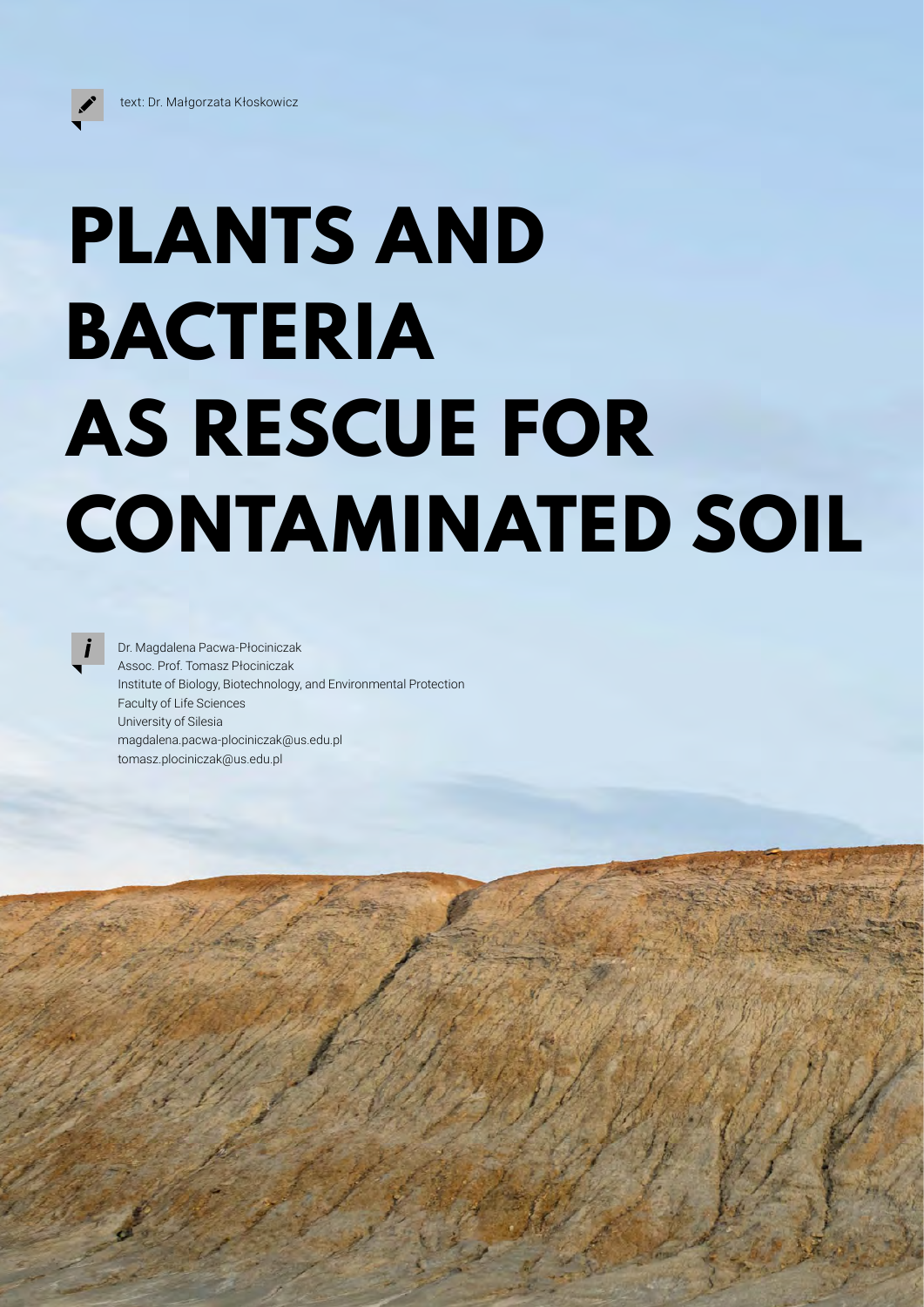text: Dr. Małgorzata Kłoskowicz

# PLANTS AND BACTERIA AS RESCUE FOR CONTAMINATED SOIL

Dr. Magdalena Pacwa-Płociniczak
Assoc. Prof. Tomasz Płociniczak
Institute of Biology, Biotechnology, and Environmental Protection
Faculty of Life Sciences
University of Silesia
magdalena.pacwa-plociniczak@us.edu.pl
tomasz.plociniczak@us.edu.pl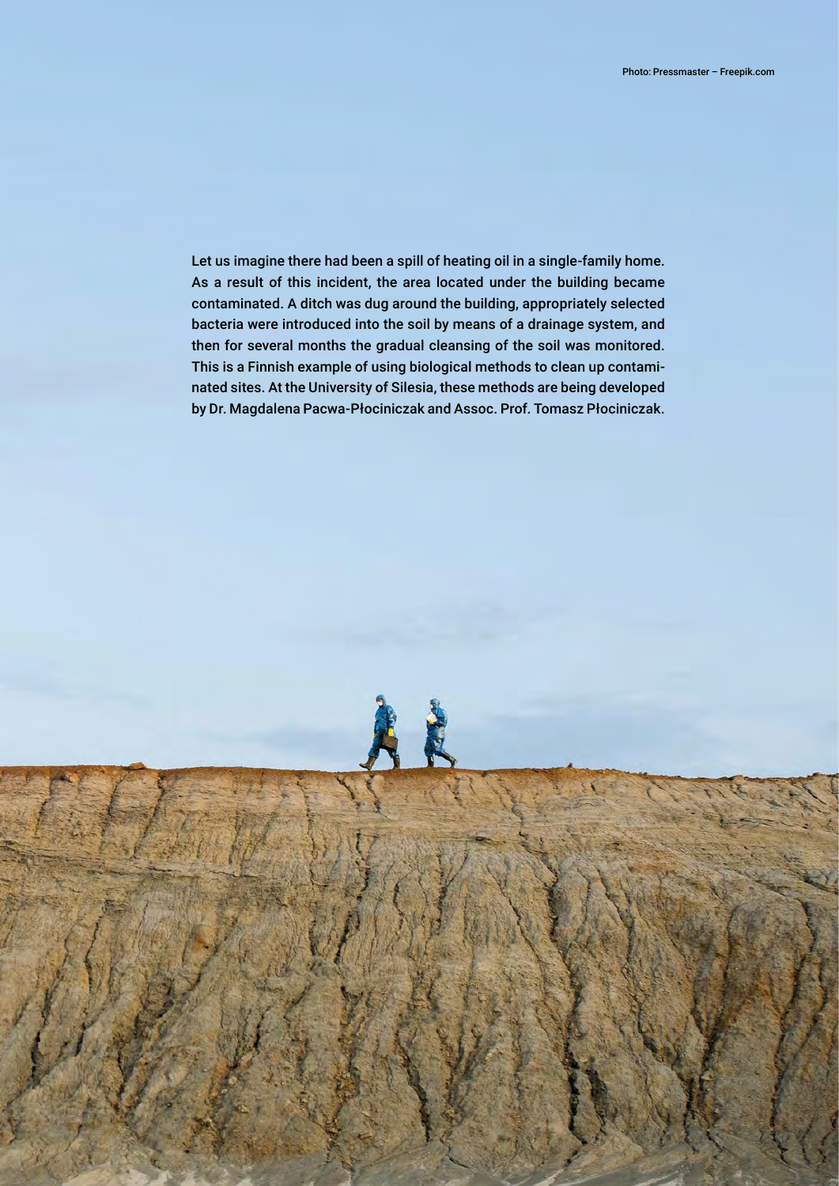Photo: Pressmaster – Freepik.com

**Let us imagine there had been a spill of heating oil in a single-family home. As a result of this incident, the area located under the building became contaminated. A ditch was dug around the building, appropriately selected bacteria were introduced into the soil by means of a drainage system, and then for several months the gradual cleansing of the soil was monitored. This is a Finnish example of using biological methods to clean up contaminated sites. At the University of Silesia, these methods are being developed by Dr. Magdalena Pacwa-Płociniczak and Assoc. Prof. Tomasz Płociniczak.**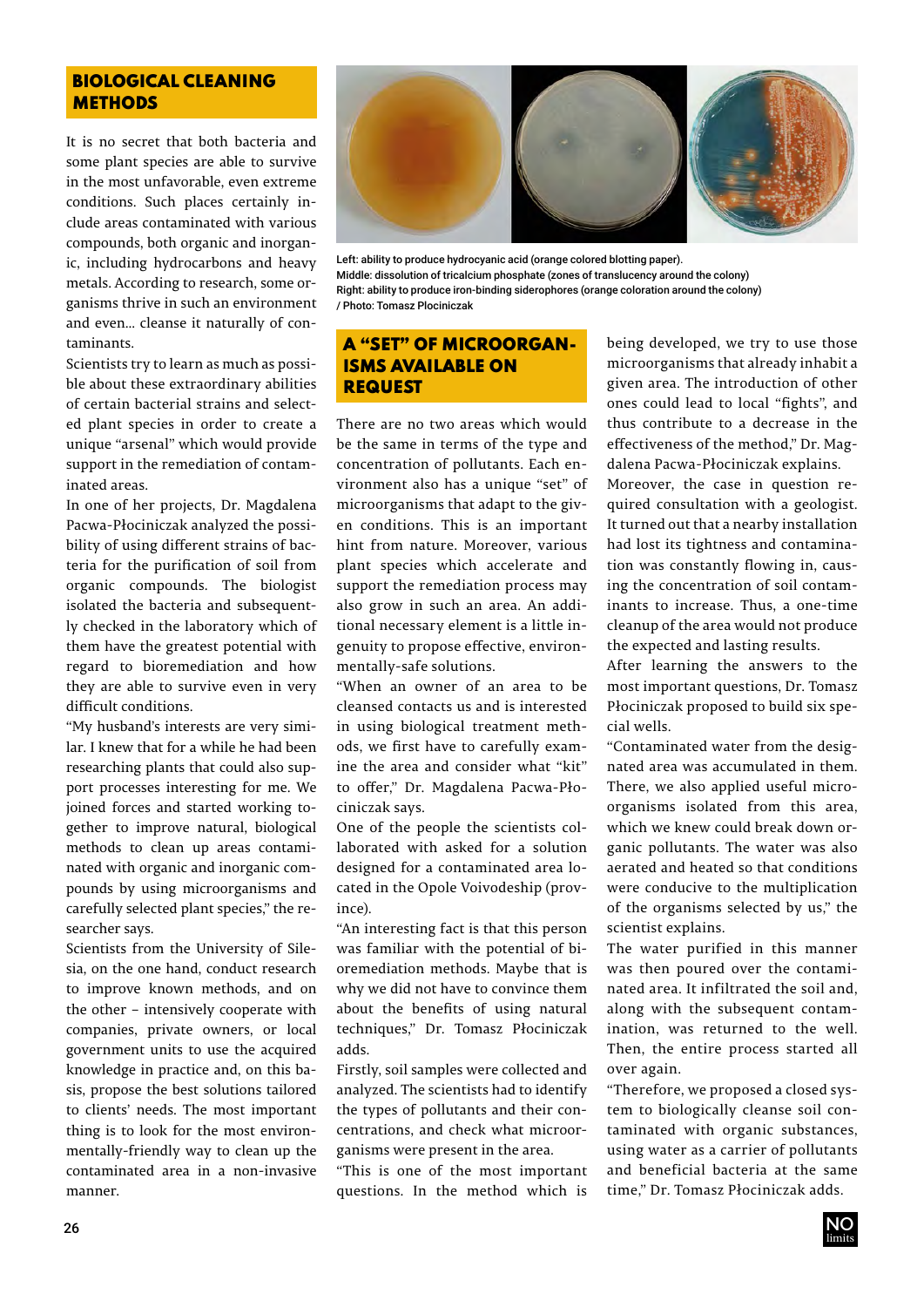## BIOLOGICAL CLEANING METHODS

It is no secret that both bacteria and some plant species are able to survive in the most unfavorable, even extreme conditions. Such places certainly include areas contaminated with various compounds, both organic and inorganic, including hydrocarbons and heavy metals. According to research, some organisms thrive in such an environment and even... cleanse it naturally of contaminants.

Scientists try to learn as much as possible about these extraordinary abilities of certain bacterial strains and selected plant species in order to create a unique "arsenal" which would provide support in the remediation of contaminated areas.

In one of her projects, Dr. Magdalena Pacwa-Płociniczak analyzed the possibility of using different strains of bacteria for the purification of soil from organic compounds. The biologist isolated the bacteria and subsequently checked in the laboratory which of them have the greatest potential with regard to bioremediation and how they are able to survive even in very difficult conditions.

"My husband's interests are very similar. I knew that for a while he had been researching plants that could also support processes interesting for me. We joined forces and started working together to improve natural, biological methods to clean up areas contaminated with organic and inorganic compounds by using microorganisms and carefully selected plant species," the researcher says.

Scientists from the University of Silesia, on the one hand, conduct research to improve known methods, and on the other – intensively cooperate with companies, private owners, or local government units to use the acquired knowledge in practice and, on this basis, propose the best solutions tailored to clients' needs. The most important thing is to look for the most environmentally-friendly way to clean up the contaminated area in a non-invasive manner.

Left: ability to produce hydrocyanic acid (orange colored blotting paper).
Middle: dissolution of tricalcium phosphate (zones of translucency around the colony)
Right: ability to produce iron-binding siderophores (orange coloration around the colony)
/ Photo: Tomasz Plociniczak

## A "SET" OF MICROORGANISMS AVAILABLE ON REQUEST

There are no two areas which would be the same in terms of the type and concentration of pollutants. Each environment also has a unique "set" of microorganisms that adapt to the given conditions. This is an important hint from nature. Moreover, various plant species which accelerate and support the remediation process may also grow in such an area. An additional necessary element is a little ingenuity to propose effective, environmentally-safe solutions.

"When an owner of an area to be cleansed contacts us and is interested in using biological treatment methods, we first have to carefully examine the area and consider what "kit" to offer," Dr. Magdalena Pacwa-Płociniczak says.

One of the people the scientists collaborated with asked for a solution designed for a contaminated area located in the Opole Voivodeship (province).

"An interesting fact is that this person was familiar with the potential of bioremediation methods. Maybe that is why we did not have to convince them about the benefits of using natural techniques," Dr. Tomasz Płociniczak adds.

Firstly, soil samples were collected and analyzed. The scientists had to identify the types of pollutants and their concentrations, and check what microorganisms were present in the area.

"This is one of the most important questions. In the method which is being developed, we try to use those microorganisms that already inhabit a given area. The introduction of other ones could lead to local "fights", and thus contribute to a decrease in the effectiveness of the method," Dr. Magdalena Pacwa-Płociniczak explains.

Moreover, the case in question required consultation with a geologist. It turned out that a nearby installation had lost its tightness and contamination was constantly flowing in, causing the concentration of soil contaminants to increase. Thus, a one-time cleanup of the area would not produce the expected and lasting results.

After learning the answers to the most important questions, Dr. Tomasz Płociniczak proposed to build six special wells.

"Contaminated water from the designated area was accumulated in them. There, we also applied useful microorganisms isolated from this area, which we knew could break down organic pollutants. The water was also aerated and heated so that conditions were conducive to the multiplication of the organisms selected by us," the scientist explains.

The water purified in this manner was then poured over the contaminated area. It infiltrated the soil and, along with the subsequent contamination, was returned to the well. Then, the entire process started all over again.

"Therefore, we proposed a closed system to biologically cleanse soil contaminated with organic substances, using water as a carrier of pollutants and beneficial bacteria at the same time," Dr. Tomasz Płociniczak adds.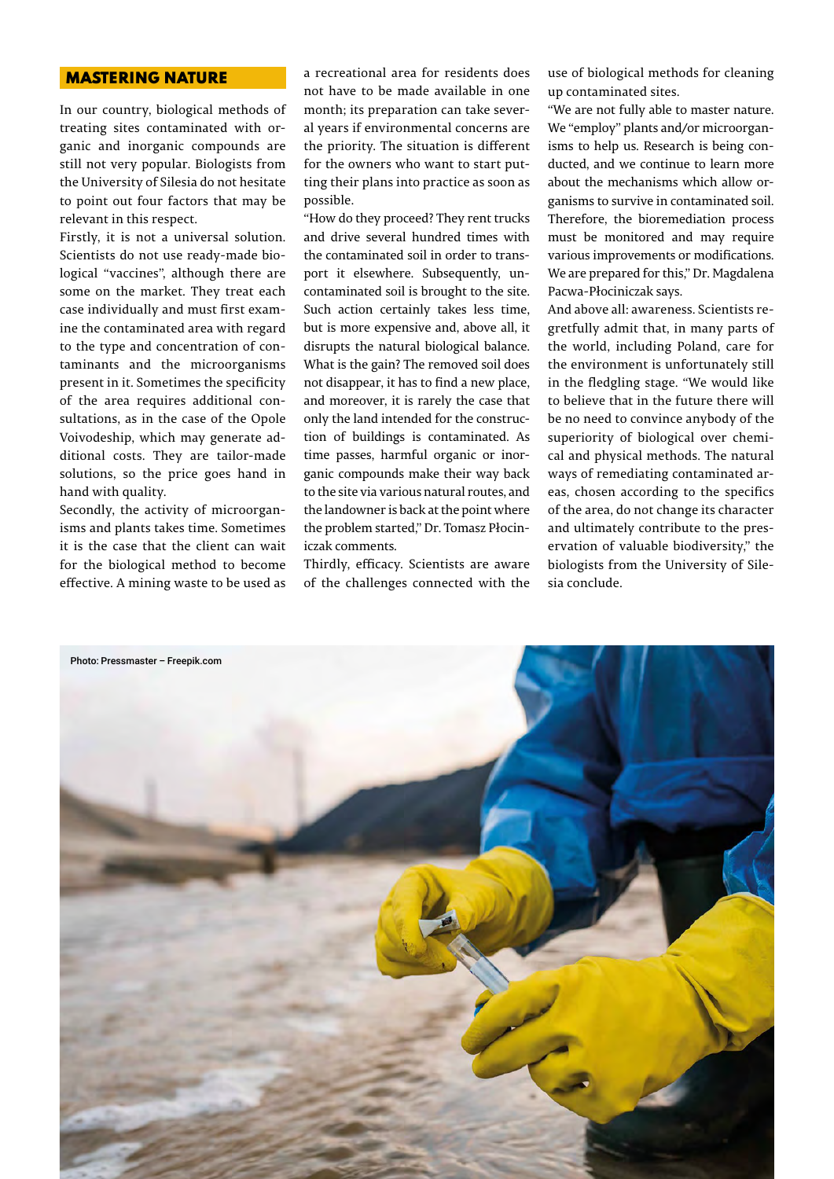## MASTERING NATURE

In our country, biological methods of treating sites contaminated with organic and inorganic compounds are still not very popular. Biologists from the University of Silesia do not hesitate to point out four factors that may be relevant in this respect.

Firstly, it is not a universal solution. Scientists do not use ready-made biological "vaccines", although there are some on the market. They treat each case individually and must first examine the contaminated area with regard to the type and concentration of contaminants and the microorganisms present in it. Sometimes the specificity of the area requires additional consultations, as in the case of the Opole Voivodeship, which may generate additional costs. They are tailor-made solutions, so the price goes hand in hand with quality.

Secondly, the activity of microorganisms and plants takes time. Sometimes it is the case that the client can wait for the biological method to become effective. A mining waste to be used as a recreational area for residents does not have to be made available in one month; its preparation can take several years if environmental concerns are the priority. The situation is different for the owners who want to start putting their plans into practice as soon as possible.

"How do they proceed? They rent trucks and drive several hundred times with the contaminated soil in order to transport it elsewhere. Subsequently, uncontaminated soil is brought to the site. Such action certainly takes less time, but is more expensive and, above all, it disrupts the natural biological balance. What is the gain? The removed soil does not disappear, it has to find a new place, and moreover, it is rarely the case that only the land intended for the construction of buildings is contaminated. As time passes, harmful organic or inorganic compounds make their way back to the site via various natural routes, and the landowner is back at the point where the problem started," Dr. Tomasz Płociniczak comments.

Thirdly, efficacy. Scientists are aware of the challenges connected with the use of biological methods for cleaning up contaminated sites.

"We are not fully able to master nature. We "employ" plants and/or microorganisms to help us. Research is being conducted, and we continue to learn more about the mechanisms which allow organisms to survive in contaminated soil. Therefore, the bioremediation process must be monitored and may require various improvements or modifications. We are prepared for this," Dr. Magdalena Pacwa-Płociniczak says.

And above all: awareness. Scientists regretfully admit that, in many parts of the world, including Poland, care for the environment is unfortunately still in the fledgling stage. "We would like to believe that in the future there will be no need to convince anybody of the superiority of biological over chemical and physical methods. The natural ways of remediating contaminated areas, chosen according to the specifics of the area, do not change its character and ultimately contribute to the preservation of valuable biodiversity," the biologists from the University of Silesia conclude.

Photo: Pressmaster – Freepik.com